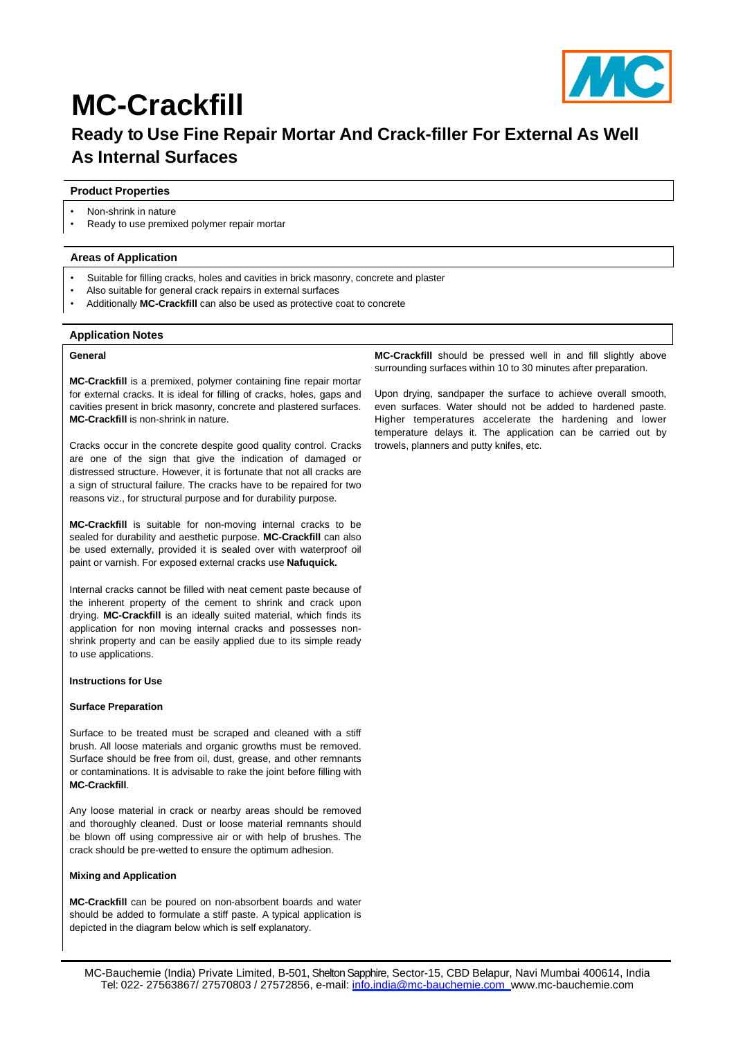// MC-Crackfill — Page 1 of 2

# MC-Crackfill

## Ready to Use Fine Repair Mortar And Crack-filler For External As Well As Internal Surfaces

### Product Properties

- Non-shrink in nature
- Ready to use premixed polymer repair mortar

### Areas of Application

- Suitable for filling cracks, holes and cavities in brick masonry, concrete and plaster
- Also suitable for general crack repairs in external surfaces
- Additionally **MC-Crackfill** can also be used as protective coat to concrete

### Application Notes

**General**

**MC-Crackfill** is a premixed, polymer containing fine repair mortar for external cracks. It is ideal for filling of cracks, holes, gaps and cavities present in brick masonry, concrete and plastered surfaces. **MC-Crackfill** is non-shrink in nature.

Cracks occur in the concrete despite good quality control. Cracks are one of the sign that give the indication of damaged or distressed structure. However, it is fortunate that not all cracks are a sign of structural failure. The cracks have to be repaired for two reasons viz., for structural purpose and for durability purpose.

**MC-Crackfill** is suitable for non-moving internal cracks to be sealed for durability and aesthetic purpose. **MC-Crackfill** can also be used externally, provided it is sealed over with waterproof oil paint or varnish. For exposed external cracks use **Nafuquick.**

Internal cracks cannot be filled with neat cement paste because of the inherent property of the cement to shrink and crack upon drying. **MC-Crackfill** is an ideally suited material, which finds its application for non moving internal cracks and possesses non-shrink property and can be easily applied due to its simple ready to use applications.

**Instructions for Use**

**Surface Preparation**

Surface to be treated must be scraped and cleaned with a stiff brush. All loose materials and organic growths must be removed. Surface should be free from oil, dust, grease, and other remnants or contaminations. It is advisable to rake the joint before filling with **MC-Crackfill**.

Any loose material in crack or nearby areas should be removed and thoroughly cleaned. Dust or loose material remnants should be blown off using compressive air or with help of brushes. The crack should be pre-wetted to ensure the optimum adhesion.

**Mixing and Application**

**MC-Crackfill** can be poured on non-absorbent boards and water should be added to formulate a stiff paste. A typical application is depicted in the diagram below which is self explanatory.

**MC-Crackfill** should be pressed well in and fill slightly above surrounding surfaces within 10 to 30 minutes after preparation.

Upon drying, sandpaper the surface to achieve overall smooth, even surfaces. Water should not be added to hardened paste. Higher temperatures accelerate the hardening and lower temperature delays it. The application can be carried out by trowels, planners and putty knifes, etc.

MC-Bauchemie (India) Private Limited, B-501, Shelton Sapphire, Sector-15, CBD Belapur, Navi Mumbai 400614, India
Tel: 022- 27563867/ 27570803 / 27572856, e-mail: info.india@mc-bauchemie.com www.mc-bauchemie.com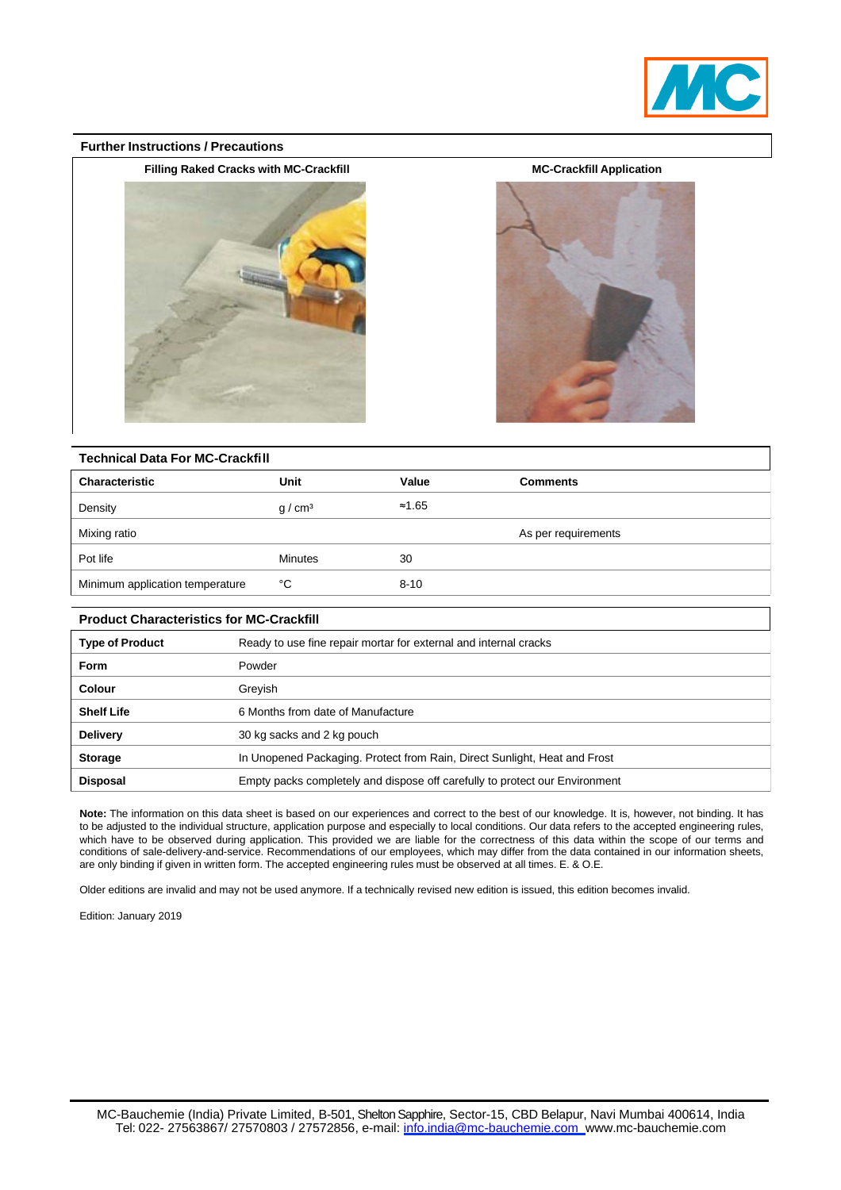## Further Instructions / Precautions

**Filling Raked Cracks with MC-Crackfill**

**MC-Crackfill Application**

## Technical Data For MC-Crackfill

| Characteristic | Unit | Value | Comments |
|---|---|---|---|
| Density | g / cm³ | ≈1.65 | |
| Mixing ratio | | | As per requirements |
| Pot life | Minutes | 30 | |
| Minimum application temperature | °C | 8-10 | |

## Product Characteristics for MC-Crackfill

| | |
|---|---|
| **Type of Product** | Ready to use fine repair mortar for external and internal cracks |
| **Form** | Powder |
| **Colour** | Greyish |
| **Shelf Life** | 6 Months from date of Manufacture |
| **Delivery** | 30 kg sacks and 2 kg pouch |
| **Storage** | In Unopened Packaging. Protect from Rain, Direct Sunlight, Heat and Frost |
| **Disposal** | Empty packs completely and dispose off carefully to protect our Environment |

**Note:** The information on this data sheet is based on our experiences and correct to the best of our knowledge. It is, however, not binding. It has to be adjusted to the individual structure, application purpose and especially to local conditions. Our data refers to the accepted engineering rules, which have to be observed during application. This provided we are liable for the correctness of this data within the scope of our terms and conditions of sale-delivery-and-service. Recommendations of our employees, which may differ from the data contained in our information sheets, are only binding if given in written form. The accepted engineering rules must be observed at all times. E. & O.E.

Older editions are invalid and may not be used anymore. If a technically revised new edition is issued, this edition becomes invalid.

Edition: January 2019

MC-Bauchemie (India) Private Limited, B-501, Shelton Sapphire, Sector-15, CBD Belapur, Navi Mumbai 400614, India
Tel: 022- 27563867/ 27570803 / 27572856, e-mail: info.india@mc-bauchemie.com www.mc-bauchemie.com